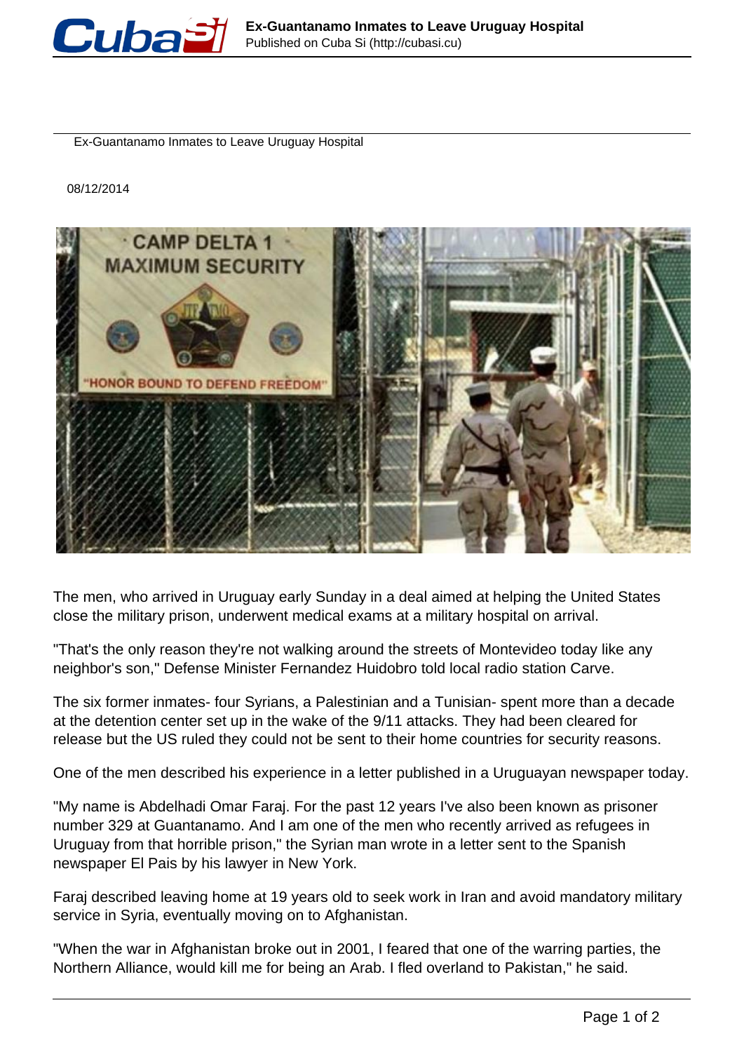# Ex-Guantanamo Inmates to Leave Uruguay Hospital

Ex-Guantanamo Inmates to Leave Uruguay Hospital

08/12/2014

The men, who arrived in Uruguay early Sunday in a deal aimed at helping the United States close the military prison, underwent medical exams at a military hospital on arrival.

"That's the only reason they're not walking around the streets of Montevideo today like any neighbor's son," Defense Minister Fernandez Huidobro told local radio station Carve.

The six former inmates- four Syrians, a Palestinian and a Tunisian- spent more than a decade at the detention center set up in the wake of the 9/11 attacks. They had been cleared for release but the US ruled they could not be sent to their home countries for security reasons.

One of the men described his experience in a letter published in a Uruguayan newspaper today.

"My name is Abdelhadi Omar Faraj. For the past 12 years I've also been known as prisoner number 329 at Guantanamo. And I am one of the men who recently arrived as refugees in Uruguay from that horrible prison," the Syrian man wrote in a letter sent to the Spanish newspaper El Pais by his lawyer in New York.

Faraj described leaving home at 19 years old to seek work in Iran and avoid mandatory military service in Syria, eventually moving on to Afghanistan.

"When the war in Afghanistan broke out in 2001, I feared that one of the warring parties, the Northern Alliance, would kill me for being an Arab. I fled overland to Pakistan," he said.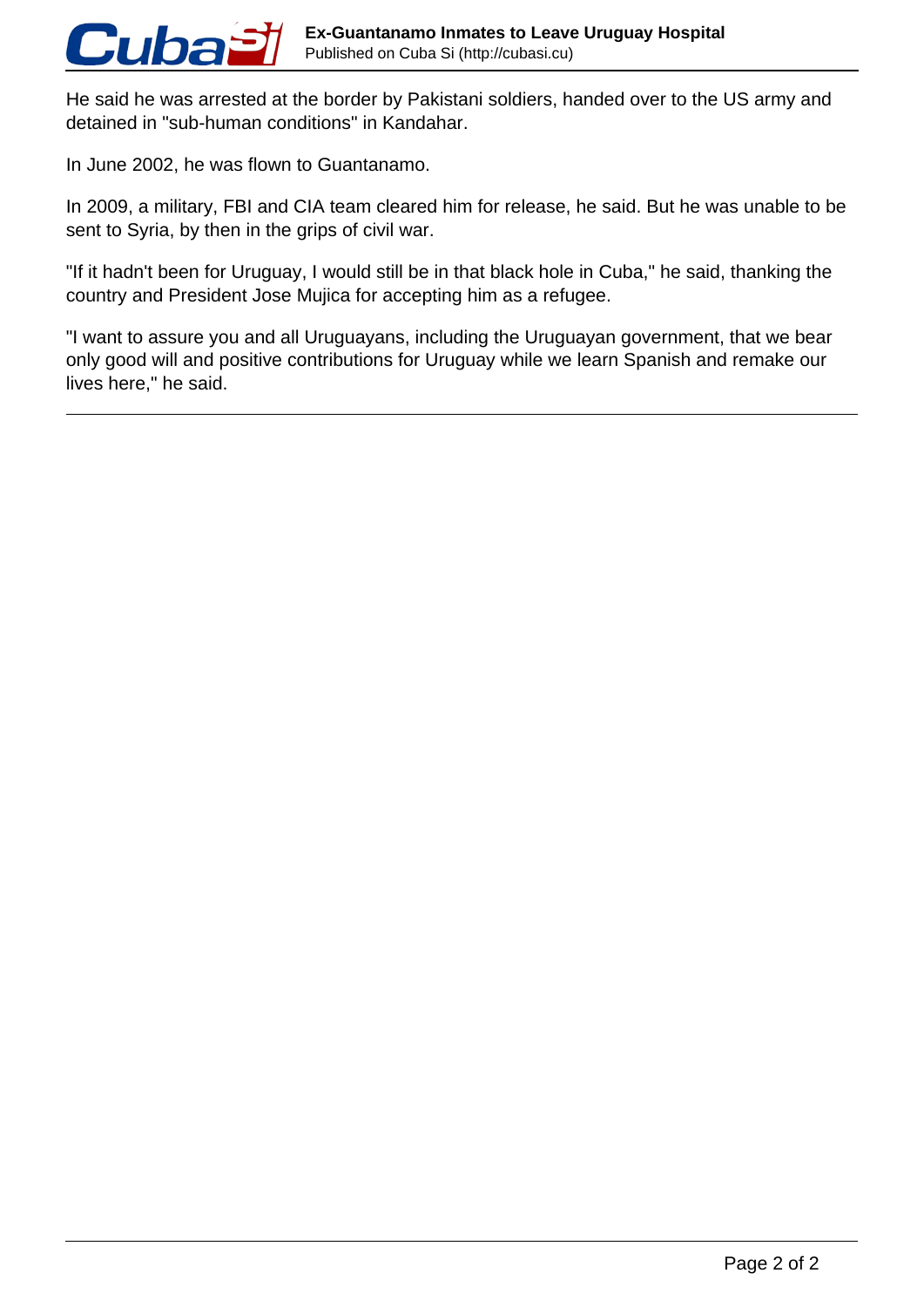He said he was arrested at the border by Pakistani soldiers, handed over to the US army and detained in "sub-human conditions" in Kandahar.

In June 2002, he was flown to Guantanamo.

In 2009, a military, FBI and CIA team cleared him for release, he said. But he was unable to be sent to Syria, by then in the grips of civil war.

"If it hadn't been for Uruguay, I would still be in that black hole in Cuba," he said, thanking the country and President Jose Mujica for accepting him as a refugee.

"I want to assure you and all Uruguayans, including the Uruguayan government, that we bear only good will and positive contributions for Uruguay while we learn Spanish and remake our lives here," he said.